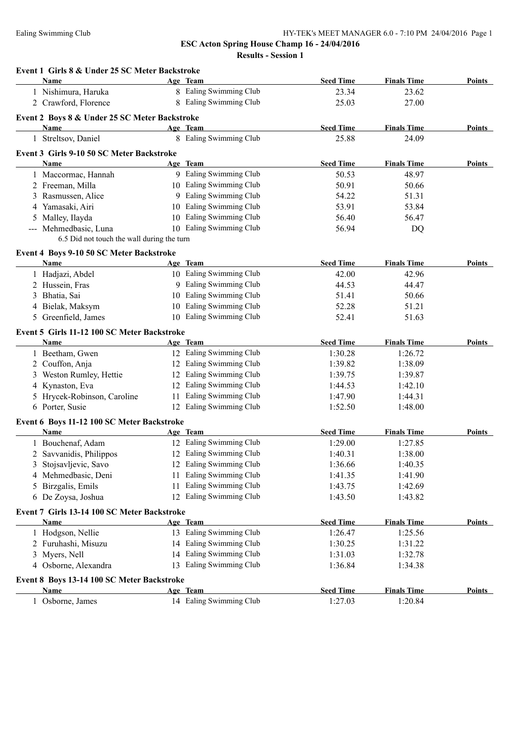# ESC Acton Spring House Champ 16 - 24/04/2016

## Results - Session 1

### Event 1 Girls 8 & Under 25 SC Meter Backstroke

| | Name | Age | Team | Seed Time | Finals Time | Points |
|---|---|---|---|---|---|---|
| 1 | Nishimura, Haruka | 8 | Ealing Swimming Club | 23.34 | 23.62 | |
| 2 | Crawford, Florence | 8 | Ealing Swimming Club | 25.03 | 27.00 | |

### Event 2 Boys 8 & Under 25 SC Meter Backstroke

| | Name | Age | Team | Seed Time | Finals Time | Points |
|---|---|---|---|---|---|---|
| 1 | Streltsov, Daniel | 8 | Ealing Swimming Club | 25.88 | 24.09 | |

### Event 3 Girls 9-10 50 SC Meter Backstroke

| | Name | Age | Team | Seed Time | Finals Time | Points |
|---|---|---|---|---|---|---|
| 1 | Maccormac, Hannah | 9 | Ealing Swimming Club | 50.53 | 48.97 | |
| 2 | Freeman, Milla | 10 | Ealing Swimming Club | 50.91 | 50.66 | |
| 3 | Rasmussen, Alice | 9 | Ealing Swimming Club | 54.22 | 51.31 | |
| 4 | Yamasaki, Airi | 10 | Ealing Swimming Club | 53.91 | 53.84 | |
| 5 | Malley, Ilayda | 10 | Ealing Swimming Club | 56.40 | 56.47 | |
| --- | Mehmedbasic, Luna | 10 | Ealing Swimming Club | 56.94 | DQ | |

6.5 Did not touch the wall during the turn

### Event 4 Boys 9-10 50 SC Meter Backstroke

| | Name | Age | Team | Seed Time | Finals Time | Points |
|---|---|---|---|---|---|---|
| 1 | Hadjazi, Abdel | 10 | Ealing Swimming Club | 42.00 | 42.96 | |
| 2 | Hussein, Fras | 9 | Ealing Swimming Club | 44.53 | 44.47 | |
| 3 | Bhatia, Sai | 10 | Ealing Swimming Club | 51.41 | 50.66 | |
| 4 | Bielak, Maksym | 10 | Ealing Swimming Club | 52.28 | 51.21 | |
| 5 | Greenfield, James | 10 | Ealing Swimming Club | 52.41 | 51.63 | |

### Event 5 Girls 11-12 100 SC Meter Backstroke

| | Name | Age | Team | Seed Time | Finals Time | Points |
|---|---|---|---|---|---|---|
| 1 | Beetham, Gwen | 12 | Ealing Swimming Club | 1:30.28 | 1:26.72 | |
| 2 | Couffon, Anja | 12 | Ealing Swimming Club | 1:39.82 | 1:38.09 | |
| 3 | Weston Rumley, Hettie | 12 | Ealing Swimming Club | 1:39.75 | 1:39.87 | |
| 4 | Kynaston, Eva | 12 | Ealing Swimming Club | 1:44.53 | 1:42.10 | |
| 5 | Hrycek-Robinson, Caroline | 11 | Ealing Swimming Club | 1:47.90 | 1:44.31 | |
| 6 | Porter, Susie | 12 | Ealing Swimming Club | 1:52.50 | 1:48.00 | |

### Event 6 Boys 11-12 100 SC Meter Backstroke

| | Name | Age | Team | Seed Time | Finals Time | Points |
|---|---|---|---|---|---|---|
| 1 | Bouchenaf, Adam | 12 | Ealing Swimming Club | 1:29.00 | 1:27.85 | |
| 2 | Savvanidis, Philippos | 12 | Ealing Swimming Club | 1:40.31 | 1:38.00 | |
| 3 | Stojsavljevic, Savo | 12 | Ealing Swimming Club | 1:36.66 | 1:40.35 | |
| 4 | Mehmedbasic, Deni | 11 | Ealing Swimming Club | 1:41.35 | 1:41.90 | |
| 5 | Birzgalis, Emils | 11 | Ealing Swimming Club | 1:43.75 | 1:42.69 | |
| 6 | De Zoysa, Joshua | 12 | Ealing Swimming Club | 1:43.50 | 1:43.82 | |

### Event 7 Girls 13-14 100 SC Meter Backstroke

| | Name | Age | Team | Seed Time | Finals Time | Points |
|---|---|---|---|---|---|---|
| 1 | Hodgson, Nellie | 13 | Ealing Swimming Club | 1:26.47 | 1:25.56 | |
| 2 | Furuhashi, Misuzu | 14 | Ealing Swimming Club | 1:30.25 | 1:31.22 | |
| 3 | Myers, Nell | 14 | Ealing Swimming Club | 1:31.03 | 1:32.78 | |
| 4 | Osborne, Alexandra | 13 | Ealing Swimming Club | 1:36.84 | 1:34.38 | |

### Event 8 Boys 13-14 100 SC Meter Backstroke

| | Name | Age | Team | Seed Time | Finals Time | Points |
|---|---|---|---|---|---|---|
| 1 | Osborne, James | 14 | Ealing Swimming Club | 1:27.03 | 1:20.84 | |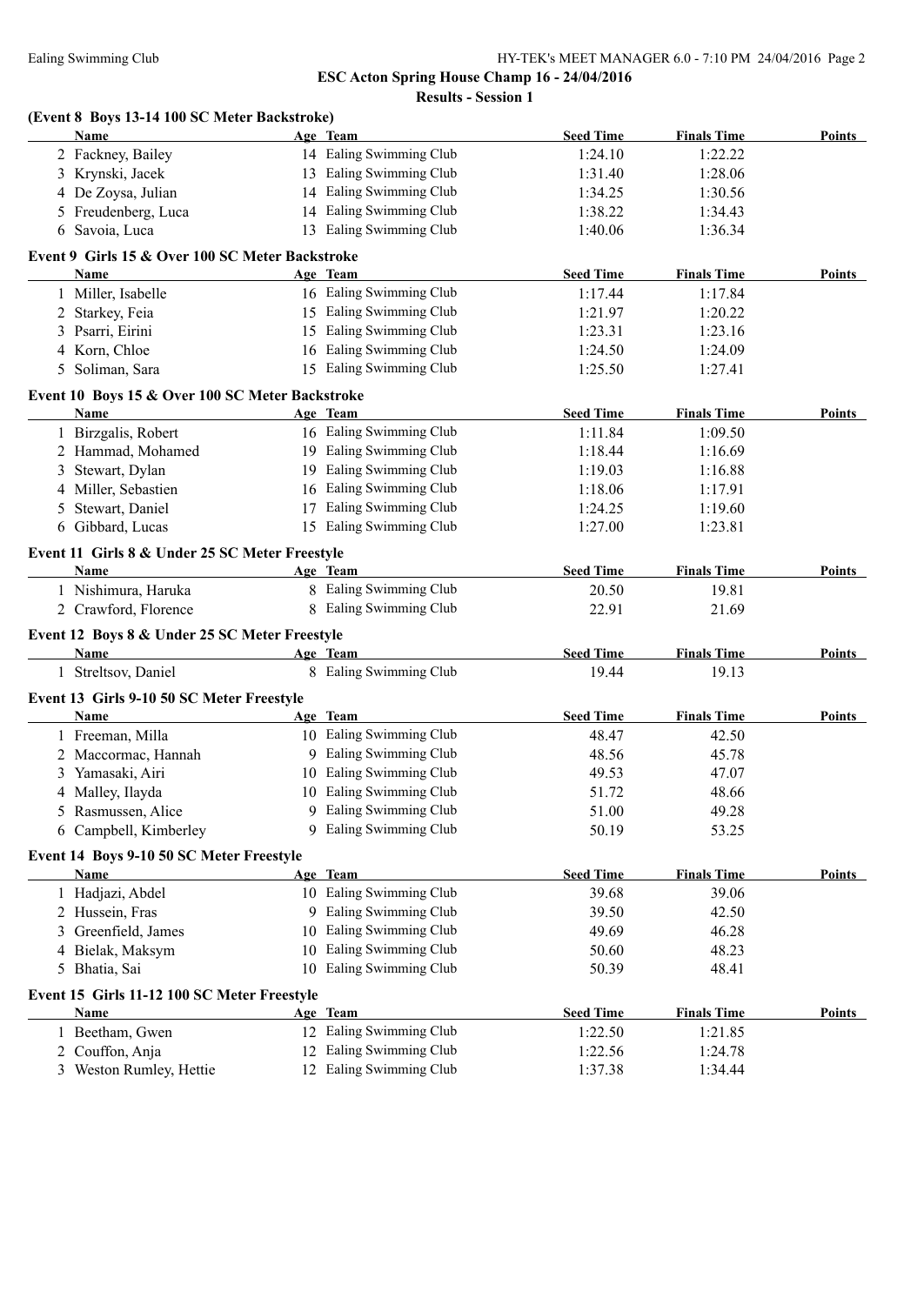# ESC Acton Spring House Champ 16 - 24/04/2016

## Results - Session 1

### (Event 8 Boys 13-14 100 SC Meter Backstroke)

| | Name | Age | Team | Seed Time | Finals Time | Points |
|---|---|---|---|---|---|---|
| 2 | Fackney, Bailey | 14 | Ealing Swimming Club | 1:24.10 | 1:22.22 | |
| 3 | Krynski, Jacek | 13 | Ealing Swimming Club | 1:31.40 | 1:28.06 | |
| 4 | De Zoysa, Julian | 14 | Ealing Swimming Club | 1:34.25 | 1:30.56 | |
| 5 | Freudenberg, Luca | 14 | Ealing Swimming Club | 1:38.22 | 1:34.43 | |
| 6 | Savoia, Luca | 13 | Ealing Swimming Club | 1:40.06 | 1:36.34 | |

### Event 9 Girls 15 & Over 100 SC Meter Backstroke

| | Name | Age | Team | Seed Time | Finals Time | Points |
|---|---|---|---|---|---|---|
| 1 | Miller, Isabelle | 16 | Ealing Swimming Club | 1:17.44 | 1:17.84 | |
| 2 | Starkey, Feia | 15 | Ealing Swimming Club | 1:21.97 | 1:20.22 | |
| 3 | Psarri, Eirini | 15 | Ealing Swimming Club | 1:23.31 | 1:23.16 | |
| 4 | Korn, Chloe | 16 | Ealing Swimming Club | 1:24.50 | 1:24.09 | |
| 5 | Soliman, Sara | 15 | Ealing Swimming Club | 1:25.50 | 1:27.41 | |

### Event 10 Boys 15 & Over 100 SC Meter Backstroke

| | Name | Age | Team | Seed Time | Finals Time | Points |
|---|---|---|---|---|---|---|
| 1 | Birzgalis, Robert | 16 | Ealing Swimming Club | 1:11.84 | 1:09.50 | |
| 2 | Hammad, Mohamed | 19 | Ealing Swimming Club | 1:18.44 | 1:16.69 | |
| 3 | Stewart, Dylan | 19 | Ealing Swimming Club | 1:19.03 | 1:16.88 | |
| 4 | Miller, Sebastien | 16 | Ealing Swimming Club | 1:18.06 | 1:17.91 | |
| 5 | Stewart, Daniel | 17 | Ealing Swimming Club | 1:24.25 | 1:19.60 | |
| 6 | Gibbard, Lucas | 15 | Ealing Swimming Club | 1:27.00 | 1:23.81 | |

### Event 11 Girls 8 & Under 25 SC Meter Freestyle

| | Name | Age | Team | Seed Time | Finals Time | Points |
|---|---|---|---|---|---|---|
| 1 | Nishimura, Haruka | 8 | Ealing Swimming Club | 20.50 | 19.81 | |
| 2 | Crawford, Florence | 8 | Ealing Swimming Club | 22.91 | 21.69 | |

### Event 12 Boys 8 & Under 25 SC Meter Freestyle

| | Name | Age | Team | Seed Time | Finals Time | Points |
|---|---|---|---|---|---|---|
| 1 | Streltsov, Daniel | 8 | Ealing Swimming Club | 19.44 | 19.13 | |

### Event 13 Girls 9-10 50 SC Meter Freestyle

| | Name | Age | Team | Seed Time | Finals Time | Points |
|---|---|---|---|---|---|---|
| 1 | Freeman, Milla | 10 | Ealing Swimming Club | 48.47 | 42.50 | |
| 2 | Maccormac, Hannah | 9 | Ealing Swimming Club | 48.56 | 45.78 | |
| 3 | Yamasaki, Airi | 10 | Ealing Swimming Club | 49.53 | 47.07 | |
| 4 | Malley, Ilayda | 10 | Ealing Swimming Club | 51.72 | 48.66 | |
| 5 | Rasmussen, Alice | 9 | Ealing Swimming Club | 51.00 | 49.28 | |
| 6 | Campbell, Kimberley | 9 | Ealing Swimming Club | 50.19 | 53.25 | |

### Event 14 Boys 9-10 50 SC Meter Freestyle

| | Name | Age | Team | Seed Time | Finals Time | Points |
|---|---|---|---|---|---|---|
| 1 | Hadjazi, Abdel | 10 | Ealing Swimming Club | 39.68 | 39.06 | |
| 2 | Hussein, Fras | 9 | Ealing Swimming Club | 39.50 | 42.50 | |
| 3 | Greenfield, James | 10 | Ealing Swimming Club | 49.69 | 46.28 | |
| 4 | Bielak, Maksym | 10 | Ealing Swimming Club | 50.60 | 48.23 | |
| 5 | Bhatia, Sai | 10 | Ealing Swimming Club | 50.39 | 48.41 | |

### Event 15 Girls 11-12 100 SC Meter Freestyle

| | Name | Age | Team | Seed Time | Finals Time | Points |
|---|---|---|---|---|---|---|
| 1 | Beetham, Gwen | 12 | Ealing Swimming Club | 1:22.50 | 1:21.85 | |
| 2 | Couffon, Anja | 12 | Ealing Swimming Club | 1:22.56 | 1:24.78 | |
| 3 | Weston Rumley, Hettie | 12 | Ealing Swimming Club | 1:37.38 | 1:34.44 | |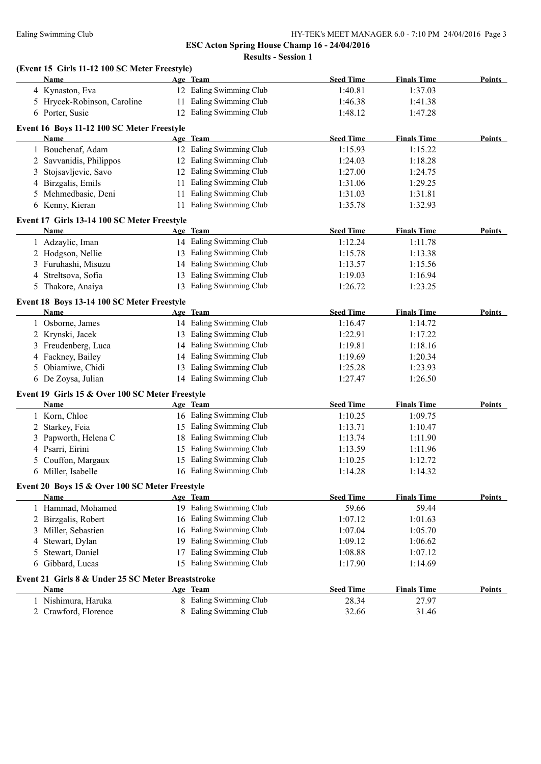**ESC Acton Spring House Champ 16 - 24/04/2016**

**Results - Session 1**

### (Event 15 Girls 11-12 100 SC Meter Freestyle)

| | Name | Age | Team | Seed Time | Finals Time | Points |
|---|---|---|---|---|---|---|
| 4 | Kynaston, Eva | 12 | Ealing Swimming Club | 1:40.81 | 1:37.03 | |
| 5 | Hrycek-Robinson, Caroline | 11 | Ealing Swimming Club | 1:46.38 | 1:41.38 | |
| 6 | Porter, Susie | 12 | Ealing Swimming Club | 1:48.12 | 1:47.28 | |

### Event 16 Boys 11-12 100 SC Meter Freestyle

| | Name | Age | Team | Seed Time | Finals Time | Points |
|---|---|---|---|---|---|---|
| 1 | Bouchenaf, Adam | 12 | Ealing Swimming Club | 1:15.93 | 1:15.22 | |
| 2 | Savvanidis, Philippos | 12 | Ealing Swimming Club | 1:24.03 | 1:18.28 | |
| 3 | Stojsavljevic, Savo | 12 | Ealing Swimming Club | 1:27.00 | 1:24.75 | |
| 4 | Birzgalis, Emils | 11 | Ealing Swimming Club | 1:31.06 | 1:29.25 | |
| 5 | Mehmedbasic, Deni | 11 | Ealing Swimming Club | 1:31.03 | 1:31.81 | |
| 6 | Kenny, Kieran | 11 | Ealing Swimming Club | 1:35.78 | 1:32.93 | |

### Event 17 Girls 13-14 100 SC Meter Freestyle

| | Name | Age | Team | Seed Time | Finals Time | Points |
|---|---|---|---|---|---|---|
| 1 | Adzaylic, Iman | 14 | Ealing Swimming Club | 1:12.24 | 1:11.78 | |
| 2 | Hodgson, Nellie | 13 | Ealing Swimming Club | 1:15.78 | 1:13.38 | |
| 3 | Furuhashi, Misuzu | 14 | Ealing Swimming Club | 1:13.57 | 1:15.56 | |
| 4 | Streltsova, Sofia | 13 | Ealing Swimming Club | 1:19.03 | 1:16.94 | |
| 5 | Thakore, Anaiya | 13 | Ealing Swimming Club | 1:26.72 | 1:23.25 | |

### Event 18 Boys 13-14 100 SC Meter Freestyle

| | Name | Age | Team | Seed Time | Finals Time | Points |
|---|---|---|---|---|---|---|
| 1 | Osborne, James | 14 | Ealing Swimming Club | 1:16.47 | 1:14.72 | |
| 2 | Krynski, Jacek | 13 | Ealing Swimming Club | 1:22.91 | 1:17.22 | |
| 3 | Freudenberg, Luca | 14 | Ealing Swimming Club | 1:19.81 | 1:18.16 | |
| 4 | Fackney, Bailey | 14 | Ealing Swimming Club | 1:19.69 | 1:20.34 | |
| 5 | Obiamiwe, Chidi | 13 | Ealing Swimming Club | 1:25.28 | 1:23.93 | |
| 6 | De Zoysa, Julian | 14 | Ealing Swimming Club | 1:27.47 | 1:26.50 | |

### Event 19 Girls 15 & Over 100 SC Meter Freestyle

| | Name | Age | Team | Seed Time | Finals Time | Points |
|---|---|---|---|---|---|---|
| 1 | Korn, Chloe | 16 | Ealing Swimming Club | 1:10.25 | 1:09.75 | |
| 2 | Starkey, Feia | 15 | Ealing Swimming Club | 1:13.71 | 1:10.47 | |
| 3 | Papworth, Helena C | 18 | Ealing Swimming Club | 1:13.74 | 1:11.90 | |
| 4 | Psarri, Eirini | 15 | Ealing Swimming Club | 1:13.59 | 1:11.96 | |
| 5 | Couffon, Margaux | 15 | Ealing Swimming Club | 1:10.25 | 1:12.72 | |
| 6 | Miller, Isabelle | 16 | Ealing Swimming Club | 1:14.28 | 1:14.32 | |

### Event 20 Boys 15 & Over 100 SC Meter Freestyle

| | Name | Age | Team | Seed Time | Finals Time | Points |
|---|---|---|---|---|---|---|
| 1 | Hammad, Mohamed | 19 | Ealing Swimming Club | 59.66 | 59.44 | |
| 2 | Birzgalis, Robert | 16 | Ealing Swimming Club | 1:07.12 | 1:01.63 | |
| 3 | Miller, Sebastien | 16 | Ealing Swimming Club | 1:07.04 | 1:05.70 | |
| 4 | Stewart, Dylan | 19 | Ealing Swimming Club | 1:09.12 | 1:06.62 | |
| 5 | Stewart, Daniel | 17 | Ealing Swimming Club | 1:08.88 | 1:07.12 | |
| 6 | Gibbard, Lucas | 15 | Ealing Swimming Club | 1:17.90 | 1:14.69 | |

### Event 21 Girls 8 & Under 25 SC Meter Breaststroke

| | Name | Age | Team | Seed Time | Finals Time | Points |
|---|---|---|---|---|---|---|
| 1 | Nishimura, Haruka | 8 | Ealing Swimming Club | 28.34 | 27.97 | |
| 2 | Crawford, Florence | 8 | Ealing Swimming Club | 32.66 | 31.46 | |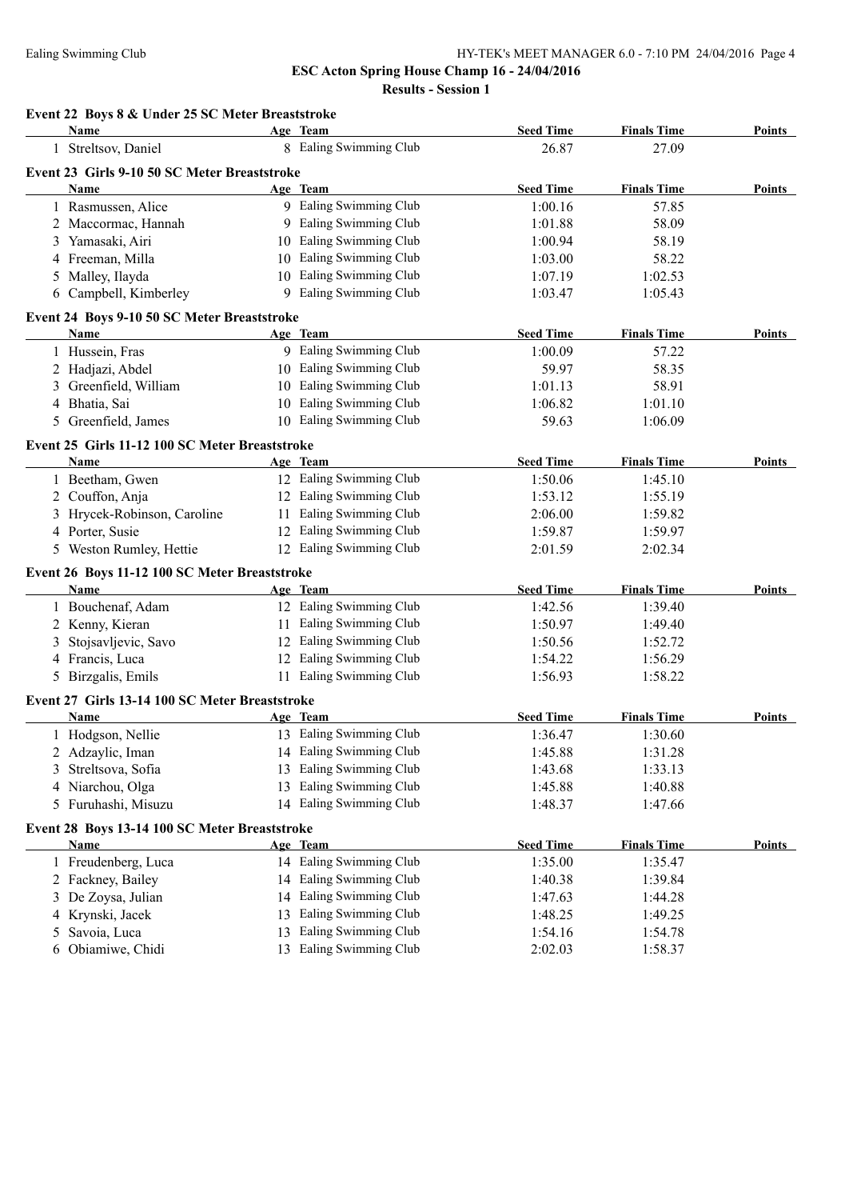**ESC Acton Spring House Champ 16 - 24/04/2016**

**Results - Session 1**

### Event 22 Boys 8 & Under 25 SC Meter Breaststroke

| | Name | Age | Team | Seed Time | Finals Time | Points |
|---|---|---|---|---|---|---|
| 1 | Streltsov, Daniel | 8 | Ealing Swimming Club | 26.87 | 27.09 | |

### Event 23 Girls 9-10 50 SC Meter Breaststroke

| | Name | Age | Team | Seed Time | Finals Time | Points |
|---|---|---|---|---|---|---|
| 1 | Rasmussen, Alice | 9 | Ealing Swimming Club | 1:00.16 | 57.85 | |
| 2 | Maccormac, Hannah | 9 | Ealing Swimming Club | 1:01.88 | 58.09 | |
| 3 | Yamasaki, Airi | 10 | Ealing Swimming Club | 1:00.94 | 58.19 | |
| 4 | Freeman, Milla | 10 | Ealing Swimming Club | 1:03.00 | 58.22 | |
| 5 | Malley, Ilayda | 10 | Ealing Swimming Club | 1:07.19 | 1:02.53 | |
| 6 | Campbell, Kimberley | 9 | Ealing Swimming Club | 1:03.47 | 1:05.43 | |

### Event 24 Boys 9-10 50 SC Meter Breaststroke

| | Name | Age | Team | Seed Time | Finals Time | Points |
|---|---|---|---|---|---|---|
| 1 | Hussein, Fras | 9 | Ealing Swimming Club | 1:00.09 | 57.22 | |
| 2 | Hadjazi, Abdel | 10 | Ealing Swimming Club | 59.97 | 58.35 | |
| 3 | Greenfield, William | 10 | Ealing Swimming Club | 1:01.13 | 58.91 | |
| 4 | Bhatia, Sai | 10 | Ealing Swimming Club | 1:06.82 | 1:01.10 | |
| 5 | Greenfield, James | 10 | Ealing Swimming Club | 59.63 | 1:06.09 | |

### Event 25 Girls 11-12 100 SC Meter Breaststroke

| | Name | Age | Team | Seed Time | Finals Time | Points |
|---|---|---|---|---|---|---|
| 1 | Beetham, Gwen | 12 | Ealing Swimming Club | 1:50.06 | 1:45.10 | |
| 2 | Couffon, Anja | 12 | Ealing Swimming Club | 1:53.12 | 1:55.19 | |
| 3 | Hrycek-Robinson, Caroline | 11 | Ealing Swimming Club | 2:06.00 | 1:59.82 | |
| 4 | Porter, Susie | 12 | Ealing Swimming Club | 1:59.87 | 1:59.97 | |
| 5 | Weston Rumley, Hettie | 12 | Ealing Swimming Club | 2:01.59 | 2:02.34 | |

### Event 26 Boys 11-12 100 SC Meter Breaststroke

| | Name | Age | Team | Seed Time | Finals Time | Points |
|---|---|---|---|---|---|---|
| 1 | Bouchenaf, Adam | 12 | Ealing Swimming Club | 1:42.56 | 1:39.40 | |
| 2 | Kenny, Kieran | 11 | Ealing Swimming Club | 1:50.97 | 1:49.40 | |
| 3 | Stojsavljevic, Savo | 12 | Ealing Swimming Club | 1:50.56 | 1:52.72 | |
| 4 | Francis, Luca | 12 | Ealing Swimming Club | 1:54.22 | 1:56.29 | |
| 5 | Birzgalis, Emils | 11 | Ealing Swimming Club | 1:56.93 | 1:58.22 | |

### Event 27 Girls 13-14 100 SC Meter Breaststroke

| | Name | Age | Team | Seed Time | Finals Time | Points |
|---|---|---|---|---|---|---|
| 1 | Hodgson, Nellie | 13 | Ealing Swimming Club | 1:36.47 | 1:30.60 | |
| 2 | Adzaylic, Iman | 14 | Ealing Swimming Club | 1:45.88 | 1:31.28 | |
| 3 | Streltsova, Sofia | 13 | Ealing Swimming Club | 1:43.68 | 1:33.13 | |
| 4 | Niarchou, Olga | 13 | Ealing Swimming Club | 1:45.88 | 1:40.88 | |
| 5 | Furuhashi, Misuzu | 14 | Ealing Swimming Club | 1:48.37 | 1:47.66 | |

### Event 28 Boys 13-14 100 SC Meter Breaststroke

| | Name | Age | Team | Seed Time | Finals Time | Points |
|---|---|---|---|---|---|---|
| 1 | Freudenberg, Luca | 14 | Ealing Swimming Club | 1:35.00 | 1:35.47 | |
| 2 | Fackney, Bailey | 14 | Ealing Swimming Club | 1:40.38 | 1:39.84 | |
| 3 | De Zoysa, Julian | 14 | Ealing Swimming Club | 1:47.63 | 1:44.28 | |
| 4 | Krynski, Jacek | 13 | Ealing Swimming Club | 1:48.25 | 1:49.25 | |
| 5 | Savoia, Luca | 13 | Ealing Swimming Club | 1:54.16 | 1:54.78 | |
| 6 | Obiamiwe, Chidi | 13 | Ealing Swimming Club | 2:02.03 | 1:58.37 | |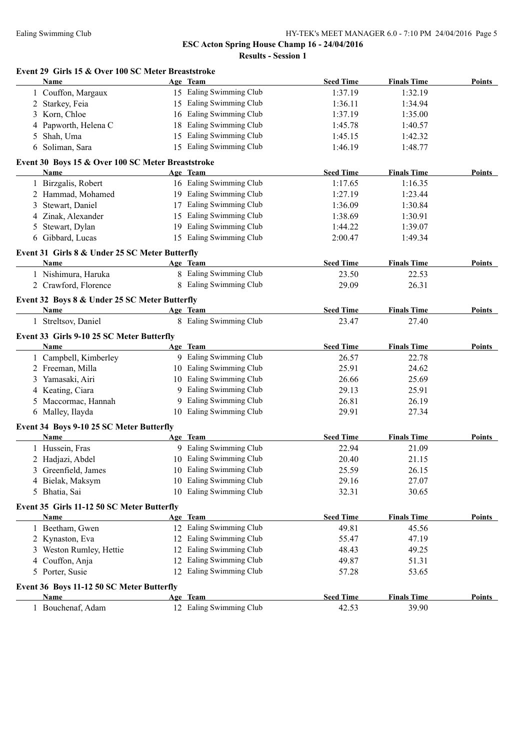## ESC Acton Spring House Champ 16 - 24/04/2016

### Results - Session 1

**Event 29 Girls 15 & Over 100 SC Meter Breaststroke**

| | Name | Age | Team | Seed Time | Finals Time | Points |
|---|---|---|---|---|---|---|
| 1 | Couffon, Margaux | 15 | Ealing Swimming Club | 1:37.19 | 1:32.19 | |
| 2 | Starkey, Feia | 15 | Ealing Swimming Club | 1:36.11 | 1:34.94 | |
| 3 | Korn, Chloe | 16 | Ealing Swimming Club | 1:37.19 | 1:35.00 | |
| 4 | Papworth, Helena C | 18 | Ealing Swimming Club | 1:45.78 | 1:40.57 | |
| 5 | Shah, Uma | 15 | Ealing Swimming Club | 1:45.15 | 1:42.32 | |
| 6 | Soliman, Sara | 15 | Ealing Swimming Club | 1:46.19 | 1:48.77 | |

**Event 30 Boys 15 & Over 100 SC Meter Breaststroke**

| | Name | Age | Team | Seed Time | Finals Time | Points |
|---|---|---|---|---|---|---|
| 1 | Birzgalis, Robert | 16 | Ealing Swimming Club | 1:17.65 | 1:16.35 | |
| 2 | Hammad, Mohamed | 19 | Ealing Swimming Club | 1:27.19 | 1:23.44 | |
| 3 | Stewart, Daniel | 17 | Ealing Swimming Club | 1:36.09 | 1:30.84 | |
| 4 | Zinak, Alexander | 15 | Ealing Swimming Club | 1:38.69 | 1:30.91 | |
| 5 | Stewart, Dylan | 19 | Ealing Swimming Club | 1:44.22 | 1:39.07 | |
| 6 | Gibbard, Lucas | 15 | Ealing Swimming Club | 2:00.47 | 1:49.34 | |

**Event 31 Girls 8 & Under 25 SC Meter Butterfly**

| | Name | Age | Team | Seed Time | Finals Time | Points |
|---|---|---|---|---|---|---|
| 1 | Nishimura, Haruka | 8 | Ealing Swimming Club | 23.50 | 22.53 | |
| 2 | Crawford, Florence | 8 | Ealing Swimming Club | 29.09 | 26.31 | |

**Event 32 Boys 8 & Under 25 SC Meter Butterfly**

| | Name | Age | Team | Seed Time | Finals Time | Points |
|---|---|---|---|---|---|---|
| 1 | Streltsov, Daniel | 8 | Ealing Swimming Club | 23.47 | 27.40 | |

**Event 33 Girls 9-10 25 SC Meter Butterfly**

| | Name | Age | Team | Seed Time | Finals Time | Points |
|---|---|---|---|---|---|---|
| 1 | Campbell, Kimberley | 9 | Ealing Swimming Club | 26.57 | 22.78 | |
| 2 | Freeman, Milla | 10 | Ealing Swimming Club | 25.91 | 24.62 | |
| 3 | Yamasaki, Airi | 10 | Ealing Swimming Club | 26.66 | 25.69 | |
| 4 | Keating, Ciara | 9 | Ealing Swimming Club | 29.13 | 25.91 | |
| 5 | Maccormac, Hannah | 9 | Ealing Swimming Club | 26.81 | 26.19 | |
| 6 | Malley, Ilayda | 10 | Ealing Swimming Club | 29.91 | 27.34 | |

**Event 34 Boys 9-10 25 SC Meter Butterfly**

| | Name | Age | Team | Seed Time | Finals Time | Points |
|---|---|---|---|---|---|---|
| 1 | Hussein, Fras | 9 | Ealing Swimming Club | 22.94 | 21.09 | |
| 2 | Hadjazi, Abdel | 10 | Ealing Swimming Club | 20.40 | 21.15 | |
| 3 | Greenfield, James | 10 | Ealing Swimming Club | 25.59 | 26.15 | |
| 4 | Bielak, Maksym | 10 | Ealing Swimming Club | 29.16 | 27.07 | |
| 5 | Bhatia, Sai | 10 | Ealing Swimming Club | 32.31 | 30.65 | |

**Event 35 Girls 11-12 50 SC Meter Butterfly**

| | Name | Age | Team | Seed Time | Finals Time | Points |
|---|---|---|---|---|---|---|
| 1 | Beetham, Gwen | 12 | Ealing Swimming Club | 49.81 | 45.56 | |
| 2 | Kynaston, Eva | 12 | Ealing Swimming Club | 55.47 | 47.19 | |
| 3 | Weston Rumley, Hettie | 12 | Ealing Swimming Club | 48.43 | 49.25 | |
| 4 | Couffon, Anja | 12 | Ealing Swimming Club | 49.87 | 51.31 | |
| 5 | Porter, Susie | 12 | Ealing Swimming Club | 57.28 | 53.65 | |

**Event 36 Boys 11-12 50 SC Meter Butterfly**

| | Name | Age | Team | Seed Time | Finals Time | Points |
|---|---|---|---|---|---|---|
| 1 | Bouchenaf, Adam | 12 | Ealing Swimming Club | 42.53 | 39.90 | |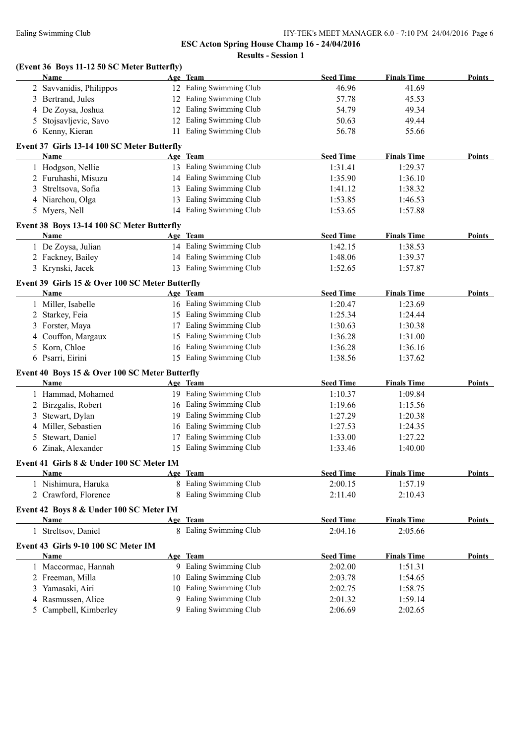## ESC Acton Spring House Champ 16 - 24/04/2016

### Results - Session 1

**(Event 36 Boys 11-12 50 SC Meter Butterfly)**

| | Name | Age | Team | Seed Time | Finals Time | Points |
|---|---|---|---|---|---|---|
| 2 | Savvanidis, Philippos | 12 | Ealing Swimming Club | 46.96 | 41.69 | |
| 3 | Bertrand, Jules | 12 | Ealing Swimming Club | 57.78 | 45.53 | |
| 4 | De Zoysa, Joshua | 12 | Ealing Swimming Club | 54.79 | 49.34 | |
| 5 | Stojsavljevic, Savo | 12 | Ealing Swimming Club | 50.63 | 49.44 | |
| 6 | Kenny, Kieran | 11 | Ealing Swimming Club | 56.78 | 55.66 | |

**Event 37 Girls 13-14 100 SC Meter Butterfly**

| | Name | Age | Team | Seed Time | Finals Time | Points |
|---|---|---|---|---|---|---|
| 1 | Hodgson, Nellie | 13 | Ealing Swimming Club | 1:31.41 | 1:29.37 | |
| 2 | Furuhashi, Misuzu | 14 | Ealing Swimming Club | 1:35.90 | 1:36.10 | |
| 3 | Streltsova, Sofia | 13 | Ealing Swimming Club | 1:41.12 | 1:38.32 | |
| 4 | Niarchou, Olga | 13 | Ealing Swimming Club | 1:53.85 | 1:46.53 | |
| 5 | Myers, Nell | 14 | Ealing Swimming Club | 1:53.65 | 1:57.88 | |

**Event 38 Boys 13-14 100 SC Meter Butterfly**

| | Name | Age | Team | Seed Time | Finals Time | Points |
|---|---|---|---|---|---|---|
| 1 | De Zoysa, Julian | 14 | Ealing Swimming Club | 1:42.15 | 1:38.53 | |
| 2 | Fackney, Bailey | 14 | Ealing Swimming Club | 1:48.06 | 1:39.37 | |
| 3 | Krynski, Jacek | 13 | Ealing Swimming Club | 1:52.65 | 1:57.87 | |

**Event 39 Girls 15 & Over 100 SC Meter Butterfly**

| | Name | Age | Team | Seed Time | Finals Time | Points |
|---|---|---|---|---|---|---|
| 1 | Miller, Isabelle | 16 | Ealing Swimming Club | 1:20.47 | 1:23.69 | |
| 2 | Starkey, Feia | 15 | Ealing Swimming Club | 1:25.34 | 1:24.44 | |
| 3 | Forster, Maya | 17 | Ealing Swimming Club | 1:30.63 | 1:30.38 | |
| 4 | Couffon, Margaux | 15 | Ealing Swimming Club | 1:36.28 | 1:31.00 | |
| 5 | Korn, Chloe | 16 | Ealing Swimming Club | 1:36.28 | 1:36.16 | |
| 6 | Psarri, Eirini | 15 | Ealing Swimming Club | 1:38.56 | 1:37.62 | |

**Event 40 Boys 15 & Over 100 SC Meter Butterfly**

| | Name | Age | Team | Seed Time | Finals Time | Points |
|---|---|---|---|---|---|---|
| 1 | Hammad, Mohamed | 19 | Ealing Swimming Club | 1:10.37 | 1:09.84 | |
| 2 | Birzgalis, Robert | 16 | Ealing Swimming Club | 1:19.66 | 1:15.56 | |
| 3 | Stewart, Dylan | 19 | Ealing Swimming Club | 1:27.29 | 1:20.38 | |
| 4 | Miller, Sebastien | 16 | Ealing Swimming Club | 1:27.53 | 1:24.35 | |
| 5 | Stewart, Daniel | 17 | Ealing Swimming Club | 1:33.00 | 1:27.22 | |
| 6 | Zinak, Alexander | 15 | Ealing Swimming Club | 1:33.46 | 1:40.00 | |

**Event 41 Girls 8 & Under 100 SC Meter IM**

| | Name | Age | Team | Seed Time | Finals Time | Points |
|---|---|---|---|---|---|---|
| 1 | Nishimura, Haruka | 8 | Ealing Swimming Club | 2:00.15 | 1:57.19 | |
| 2 | Crawford, Florence | 8 | Ealing Swimming Club | 2:11.40 | 2:10.43 | |

**Event 42 Boys 8 & Under 100 SC Meter IM**

| | Name | Age | Team | Seed Time | Finals Time | Points |
|---|---|---|---|---|---|---|
| 1 | Streltsov, Daniel | 8 | Ealing Swimming Club | 2:04.16 | 2:05.66 | |

**Event 43 Girls 9-10 100 SC Meter IM**

| | Name | Age | Team | Seed Time | Finals Time | Points |
|---|---|---|---|---|---|---|
| 1 | Maccormac, Hannah | 9 | Ealing Swimming Club | 2:02.00 | 1:51.31 | |
| 2 | Freeman, Milla | 10 | Ealing Swimming Club | 2:03.78 | 1:54.65 | |
| 3 | Yamasaki, Airi | 10 | Ealing Swimming Club | 2:02.75 | 1:58.75 | |
| 4 | Rasmussen, Alice | 9 | Ealing Swimming Club | 2:01.32 | 1:59.14 | |
| 5 | Campbell, Kimberley | 9 | Ealing Swimming Club | 2:06.69 | 2:02.65 | |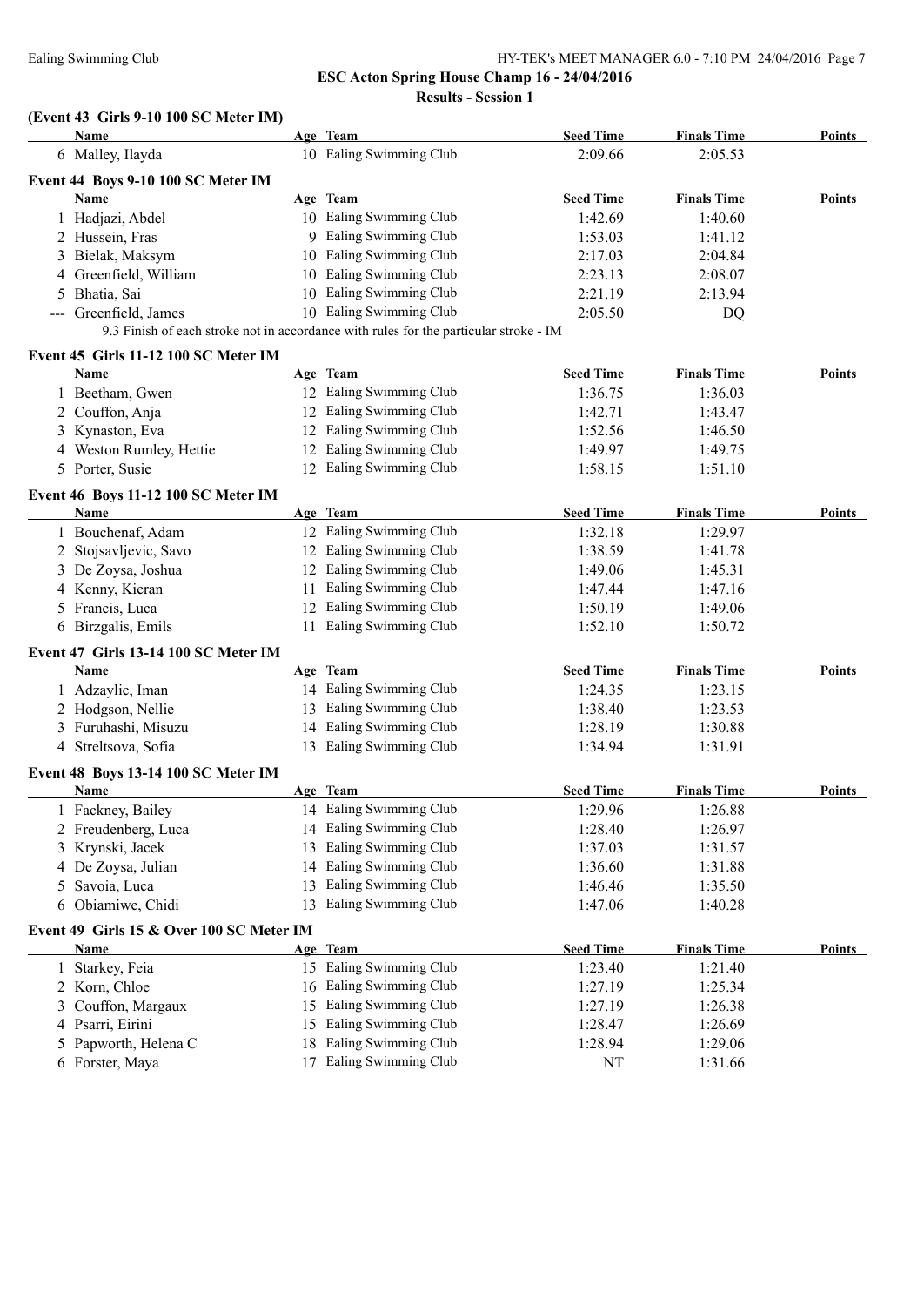ESC Acton Spring House Champ 16 - 24/04/2016

Results - Session 1

### (Event 43 Girls 9-10 100 SC Meter IM)

| | Name | Age | Team | Seed Time | Finals Time | Points |
|---|---|---|---|---|---|---|
| 6 | Malley, Ilayda | 10 | Ealing Swimming Club | 2:09.66 | 2:05.53 | |

### Event 44 Boys 9-10 100 SC Meter IM

| | Name | Age | Team | Seed Time | Finals Time | Points |
|---|---|---|---|---|---|---|
| 1 | Hadjazi, Abdel | 10 | Ealing Swimming Club | 1:42.69 | 1:40.60 | |
| 2 | Hussein, Fras | 9 | Ealing Swimming Club | 1:53.03 | 1:41.12 | |
| 3 | Bielak, Maksym | 10 | Ealing Swimming Club | 2:17.03 | 2:04.84 | |
| 4 | Greenfield, William | 10 | Ealing Swimming Club | 2:23.13 | 2:08.07 | |
| 5 | Bhatia, Sai | 10 | Ealing Swimming Club | 2:21.19 | 2:13.94 | |
| --- | Greenfield, James | 10 | Ealing Swimming Club | 2:05.50 | DQ | |

9.3 Finish of each stroke not in accordance with rules for the particular stroke - IM

### Event 45 Girls 11-12 100 SC Meter IM

| | Name | Age | Team | Seed Time | Finals Time | Points |
|---|---|---|---|---|---|---|
| 1 | Beetham, Gwen | 12 | Ealing Swimming Club | 1:36.75 | 1:36.03 | |
| 2 | Couffon, Anja | 12 | Ealing Swimming Club | 1:42.71 | 1:43.47 | |
| 3 | Kynaston, Eva | 12 | Ealing Swimming Club | 1:52.56 | 1:46.50 | |
| 4 | Weston Rumley, Hettie | 12 | Ealing Swimming Club | 1:49.97 | 1:49.75 | |
| 5 | Porter, Susie | 12 | Ealing Swimming Club | 1:58.15 | 1:51.10 | |

### Event 46 Boys 11-12 100 SC Meter IM

| | Name | Age | Team | Seed Time | Finals Time | Points |
|---|---|---|---|---|---|---|
| 1 | Bouchenaf, Adam | 12 | Ealing Swimming Club | 1:32.18 | 1:29.97 | |
| 2 | Stojsavljevic, Savo | 12 | Ealing Swimming Club | 1:38.59 | 1:41.78 | |
| 3 | De Zoysa, Joshua | 12 | Ealing Swimming Club | 1:49.06 | 1:45.31 | |
| 4 | Kenny, Kieran | 11 | Ealing Swimming Club | 1:47.44 | 1:47.16 | |
| 5 | Francis, Luca | 12 | Ealing Swimming Club | 1:50.19 | 1:49.06 | |
| 6 | Birzgalis, Emils | 11 | Ealing Swimming Club | 1:52.10 | 1:50.72 | |

### Event 47 Girls 13-14 100 SC Meter IM

| | Name | Age | Team | Seed Time | Finals Time | Points |
|---|---|---|---|---|---|---|
| 1 | Adzaylic, Iman | 14 | Ealing Swimming Club | 1:24.35 | 1:23.15 | |
| 2 | Hodgson, Nellie | 13 | Ealing Swimming Club | 1:38.40 | 1:23.53 | |
| 3 | Furuhashi, Misuzu | 14 | Ealing Swimming Club | 1:28.19 | 1:30.88 | |
| 4 | Streltsova, Sofia | 13 | Ealing Swimming Club | 1:34.94 | 1:31.91 | |

### Event 48 Boys 13-14 100 SC Meter IM

| | Name | Age | Team | Seed Time | Finals Time | Points |
|---|---|---|---|---|---|---|
| 1 | Fackney, Bailey | 14 | Ealing Swimming Club | 1:29.96 | 1:26.88 | |
| 2 | Freudenberg, Luca | 14 | Ealing Swimming Club | 1:28.40 | 1:26.97 | |
| 3 | Krynski, Jacek | 13 | Ealing Swimming Club | 1:37.03 | 1:31.57 | |
| 4 | De Zoysa, Julian | 14 | Ealing Swimming Club | 1:36.60 | 1:31.88 | |
| 5 | Savoia, Luca | 13 | Ealing Swimming Club | 1:46.46 | 1:35.50 | |
| 6 | Obiamiwe, Chidi | 13 | Ealing Swimming Club | 1:47.06 | 1:40.28 | |

### Event 49 Girls 15 & Over 100 SC Meter IM

| | Name | Age | Team | Seed Time | Finals Time | Points |
|---|---|---|---|---|---|---|
| 1 | Starkey, Feia | 15 | Ealing Swimming Club | 1:23.40 | 1:21.40 | |
| 2 | Korn, Chloe | 16 | Ealing Swimming Club | 1:27.19 | 1:25.34 | |
| 3 | Couffon, Margaux | 15 | Ealing Swimming Club | 1:27.19 | 1:26.38 | |
| 4 | Psarri, Eirini | 15 | Ealing Swimming Club | 1:28.47 | 1:26.69 | |
| 5 | Papworth, Helena C | 18 | Ealing Swimming Club | 1:28.94 | 1:29.06 | |
| 6 | Forster, Maya | 17 | Ealing Swimming Club | NT | 1:31.66 | |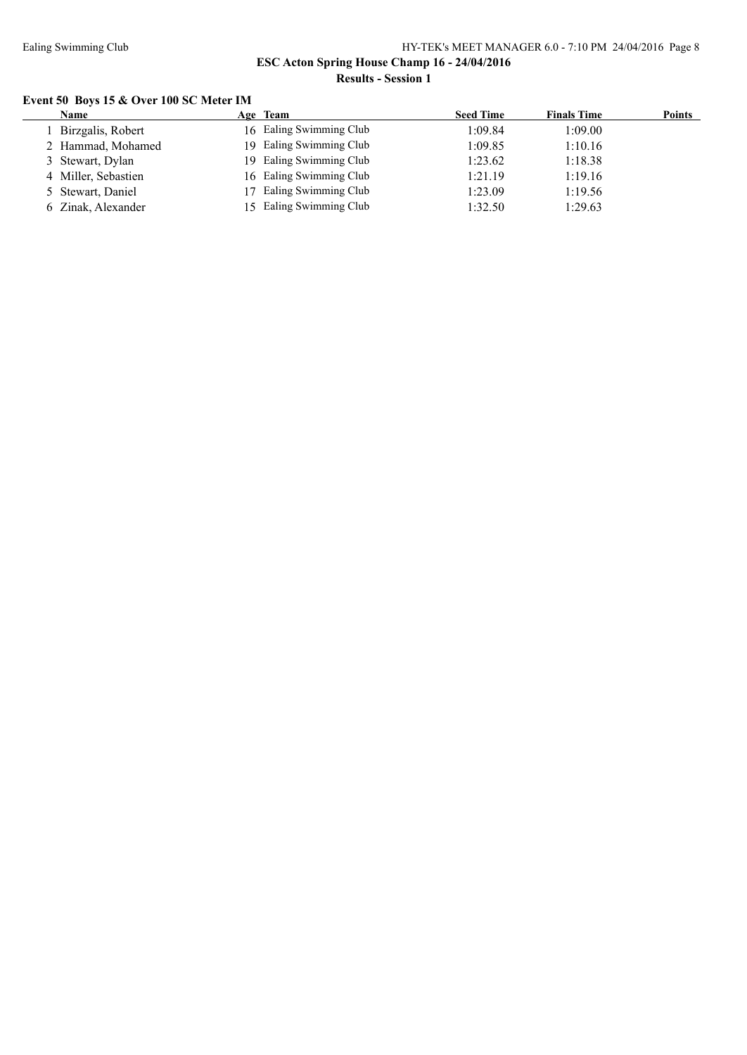# ESC Acton Spring House Champ 16 - 24/04/2016

## Results - Session 1

### Event 50 Boys 15 & Over 100 SC Meter IM

| | Name | Age | Team | Seed Time | Finals Time | Points |
|---|---|---|---|---|---|---|
| 1 | Birzgalis, Robert | 16 | Ealing Swimming Club | 1:09.84 | 1:09.00 | |
| 2 | Hammad, Mohamed | 19 | Ealing Swimming Club | 1:09.85 | 1:10.16 | |
| 3 | Stewart, Dylan | 19 | Ealing Swimming Club | 1:23.62 | 1:18.38 | |
| 4 | Miller, Sebastien | 16 | Ealing Swimming Club | 1:21.19 | 1:19.16 | |
| 5 | Stewart, Daniel | 17 | Ealing Swimming Club | 1:23.09 | 1:19.56 | |
| 6 | Zinak, Alexander | 15 | Ealing Swimming Club | 1:32.50 | 1:29.63 | |